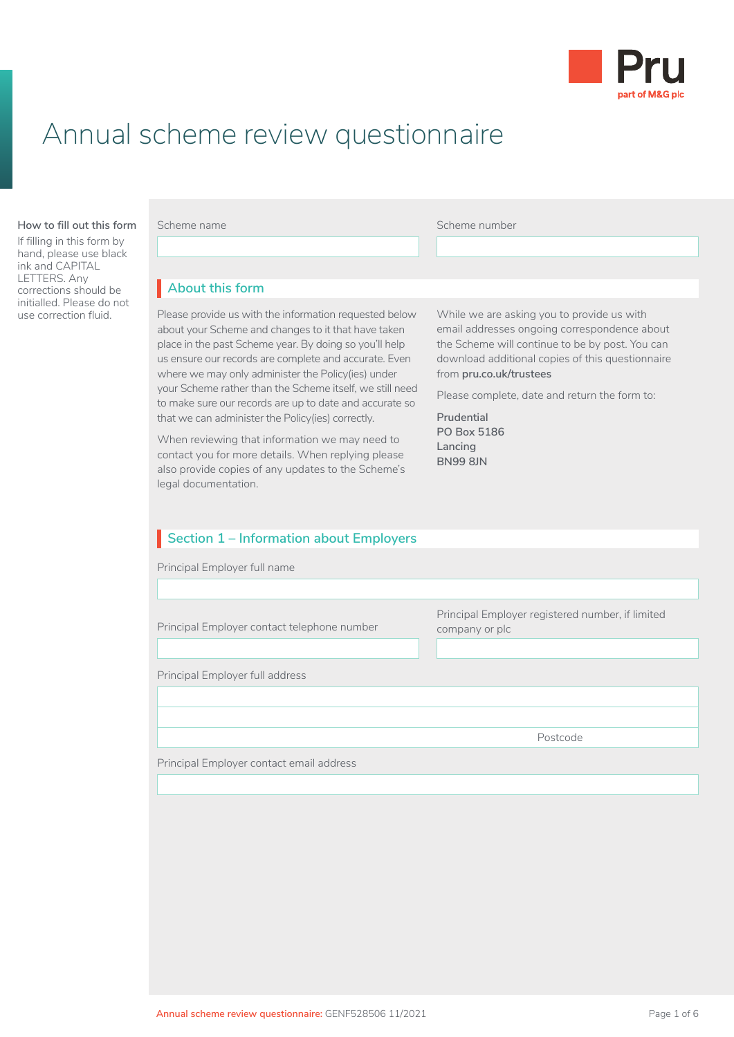Pru
part of M&G plc

# Annual scheme review questionnaire

**How to fill out this form**

If filling in this form by hand, please use black ink and CAPITAL LETTERS. Any corrections should be initialled. Please do not use correction fluid.

Scheme name

Scheme number

## About this form

Please provide us with the information requested below about your Scheme and changes to it that have taken place in the past Scheme year. By doing so you'll help us ensure our records are complete and accurate. Even where we may only administer the Policy(ies) under your Scheme rather than the Scheme itself, we still need to make sure our records are up to date and accurate so that we can administer the Policy(ies) correctly.

When reviewing that information we may need to contact you for more details. When replying please also provide copies of any updates to the Scheme's legal documentation.

While we are asking you to provide us with email addresses ongoing correspondence about the Scheme will continue to be by post. You can download additional copies of this questionnaire from **pru.co.uk/trustees**

Please complete, date and return the form to:

**Prudential**
**PO Box 5186**
**Lancing**
**BN99 8JN**

## Section 1 – Information about Employers

Principal Employer full name

Principal Employer contact telephone number

Principal Employer registered number, if limited company or plc

Principal Employer full address

Postcode

Principal Employer contact email address

Annual scheme review questionnaire: GENF528506 11/2021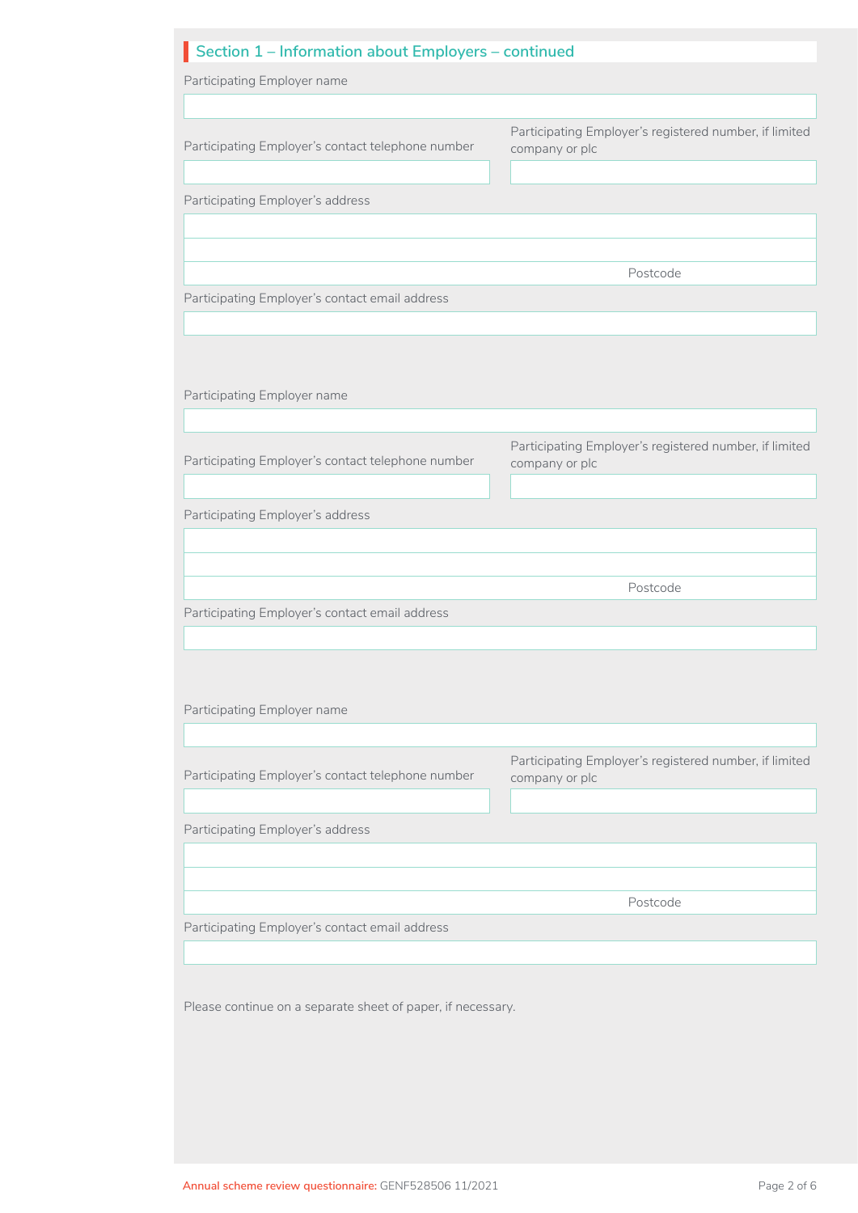## Section 1 – Information about Employers – continued

Participating Employer name

Participating Employer's contact telephone number

Participating Employer's registered number, if limited company or plc

Participating Employer's address

Postcode

Participating Employer's contact email address

Participating Employer name

Participating Employer's contact telephone number

Participating Employer's registered number, if limited company or plc

Participating Employer's address

Postcode

Participating Employer's contact email address

Participating Employer name

Participating Employer's contact telephone number

Participating Employer's registered number, if limited company or plc

Participating Employer's address

Postcode

Participating Employer's contact email address

Please continue on a separate sheet of paper, if necessary.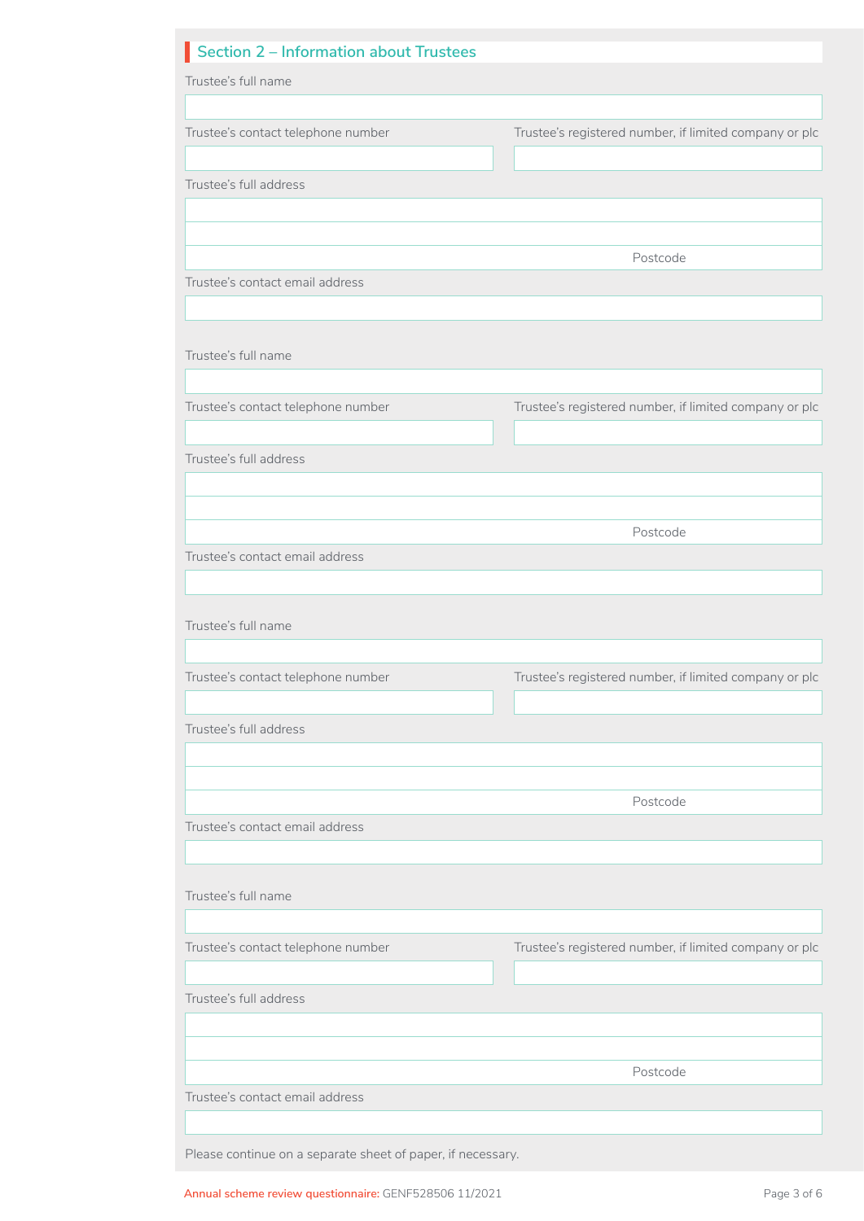## Section 2 – Information about Trustees

Trustee's full name

Trustee's contact telephone number

Trustee's registered number, if limited company or plc

Trustee's full address

Postcode

Trustee's contact email address

Trustee's full name

Trustee's contact telephone number

Trustee's registered number, if limited company or plc

Trustee's full address

Postcode

Trustee's contact email address

Trustee's full name

Trustee's contact telephone number

Trustee's registered number, if limited company or plc

Trustee's full address

Postcode

Trustee's contact email address

Trustee's full name

Trustee's contact telephone number

Trustee's registered number, if limited company or plc

Trustee's full address

Postcode

Trustee's contact email address

Please continue on a separate sheet of paper, if necessary.

Annual scheme review questionnaire: GENF528506 11/2021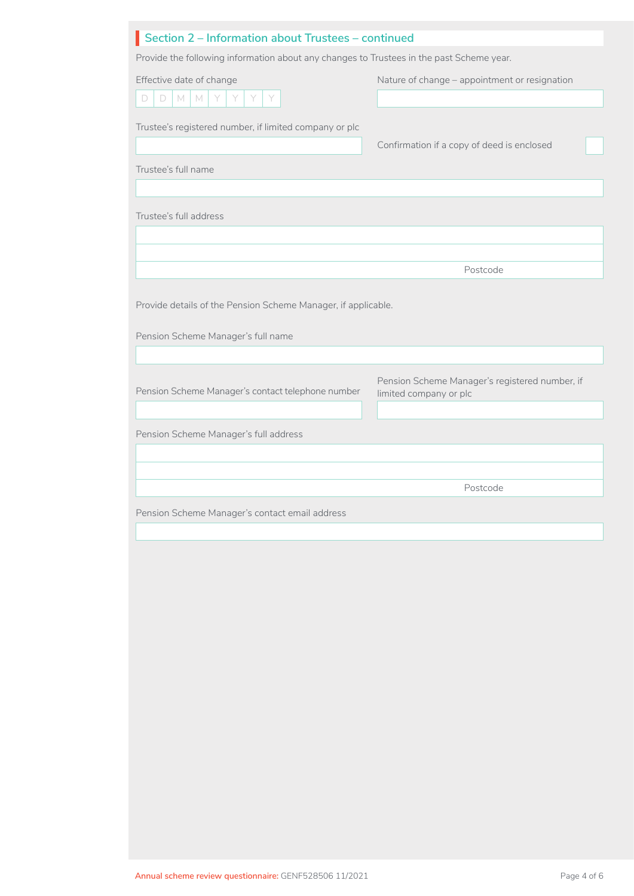## Section 2 – Information about Trustees – continued

Provide the following information about any changes to Trustees in the past Scheme year.

Effective date of change

D D M M Y Y Y Y

Nature of change – appointment or resignation

Trustee's registered number, if limited company or plc

Confirmation if a copy of deed is enclosed

Trustee's full name

Trustee's full address

Postcode

Provide details of the Pension Scheme Manager, if applicable.

Pension Scheme Manager's full name

Pension Scheme Manager's contact telephone number

Pension Scheme Manager's registered number, if limited company or plc

Pension Scheme Manager's full address

Postcode

Pension Scheme Manager's contact email address

Annual scheme review questionnaire: GENF528506 11/2021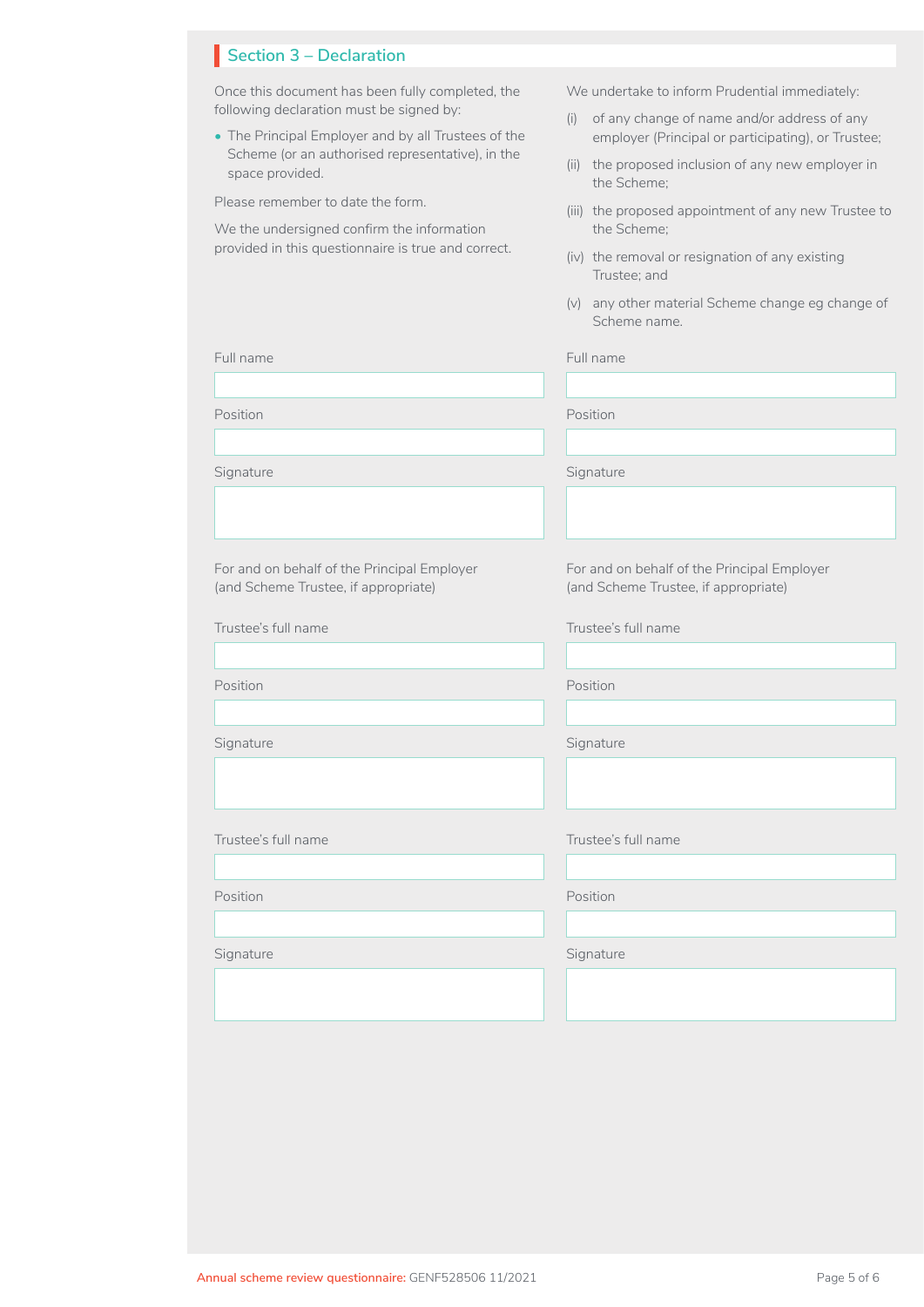## Section 3 – Declaration

Once this document has been fully completed, the following declaration must be signed by:

- The Principal Employer and by all Trustees of the Scheme (or an authorised representative), in the space provided.

Please remember to date the form.

We the undersigned confirm the information provided in this questionnaire is true and correct.

We undertake to inform Prudential immediately:

(i) of any change of name and/or address of any employer (Principal or participating), or Trustee;

(ii) the proposed inclusion of any new employer in the Scheme;

(iii) the proposed appointment of any new Trustee to the Scheme;

(iv) the removal or resignation of any existing Trustee; and

(v) any other material Scheme change eg change of Scheme name.

Full name

Position

Signature

For and on behalf of the Principal Employer (and Scheme Trustee, if appropriate)

Full name

Position

Signature

For and on behalf of the Principal Employer (and Scheme Trustee, if appropriate)

Trustee's full name

Position

Signature

Trustee's full name

Position

Signature

Trustee's full name

Position

Signature

Trustee's full name

Position

Signature

Annual scheme review questionnaire: GENF528506 11/2021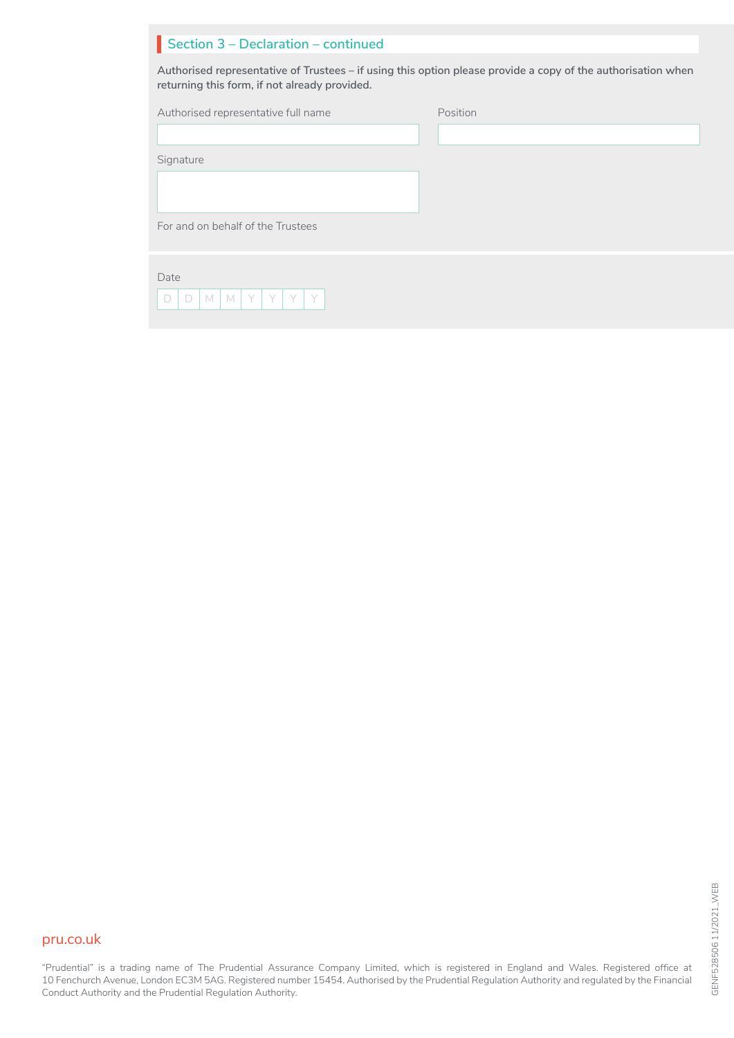## Section 3 – Declaration – continued

**Authorised representative of Trustees – if using this option please provide a copy of the authorisation when returning this form, if not already provided.**

Authorised representative full name

Position

Signature

For and on behalf of the Trustees

Date

D D M M Y Y Y Y

pru.co.uk

"Prudential" is a trading name of The Prudential Assurance Company Limited, which is registered in England and Wales. Registered office at 10 Fenchurch Avenue, London EC3M 5AG. Registered number 15454. Authorised by the Prudential Regulation Authority and regulated by the Financial Conduct Authority and the Prudential Regulation Authority.

GENF528506 11/2021_WEB